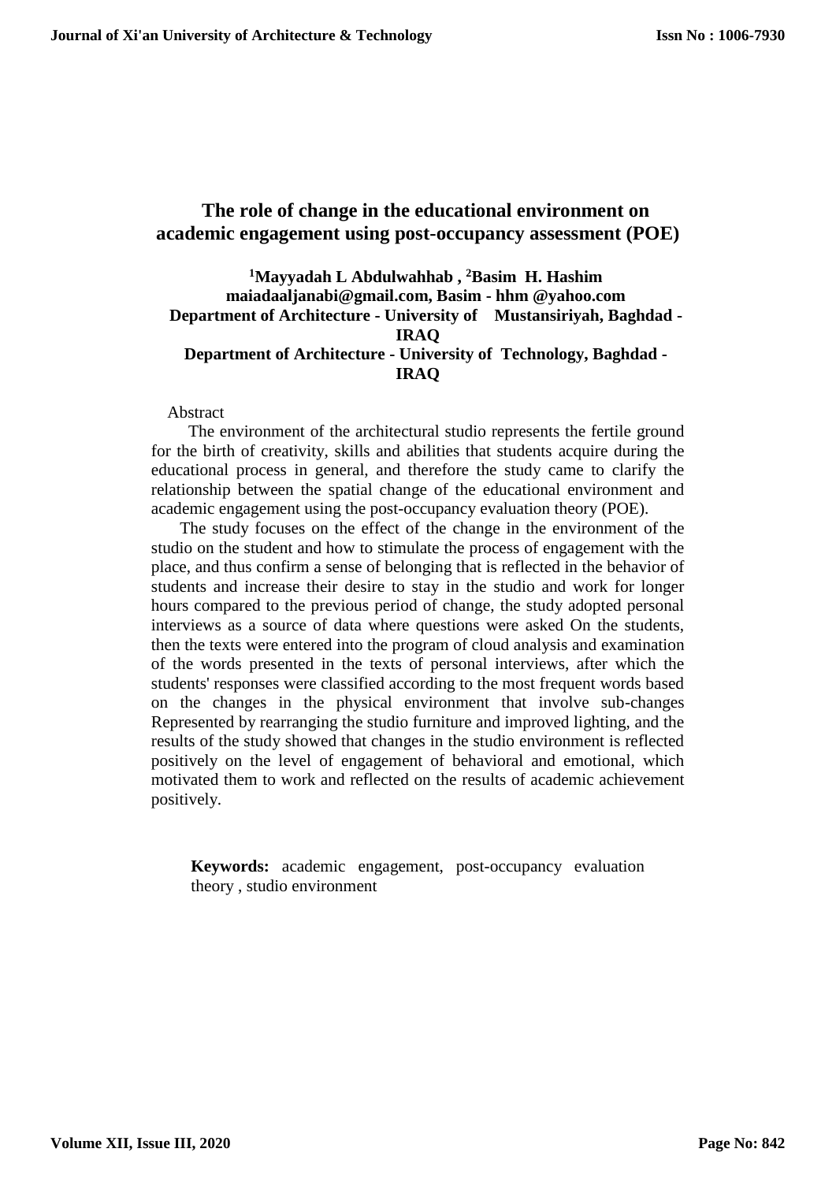# The role of change in the educational environment on academic engagement using post-occupancy assessment (POE)

**[1]Mayyadah L Abdulwahhab , [2]Basim H. Hashim**
**maiadaaljanabi@gmail.com, Basim - hhm @yahoo.com**
**Department of Architecture - University of Mustansiriyah, Baghdad - IRAQ**
**Department of Architecture - University of Technology, Baghdad - IRAQ**

Abstract

The environment of the architectural studio represents the fertile ground for the birth of creativity, skills and abilities that students acquire during the educational process in general, and therefore the study came to clarify the relationship between the spatial change of the educational environment and academic engagement using the post-occupancy evaluation theory (POE).

The study focuses on the effect of the change in the environment of the studio on the student and how to stimulate the process of engagement with the place, and thus confirm a sense of belonging that is reflected in the behavior of students and increase their desire to stay in the studio and work for longer hours compared to the previous period of change, the study adopted personal interviews as a source of data where questions were asked On the students, then the texts were entered into the program of cloud analysis and examination of the words presented in the texts of personal interviews, after which the students' responses were classified according to the most frequent words based on the changes in the physical environment that involve sub-changes Represented by rearranging the studio furniture and improved lighting, and the results of the study showed that changes in the studio environment is reflected positively on the level of engagement of behavioral and emotional, which motivated them to work and reflected on the results of academic achievement positively.

**Keywords:** academic engagement, post-occupancy evaluation theory , studio environment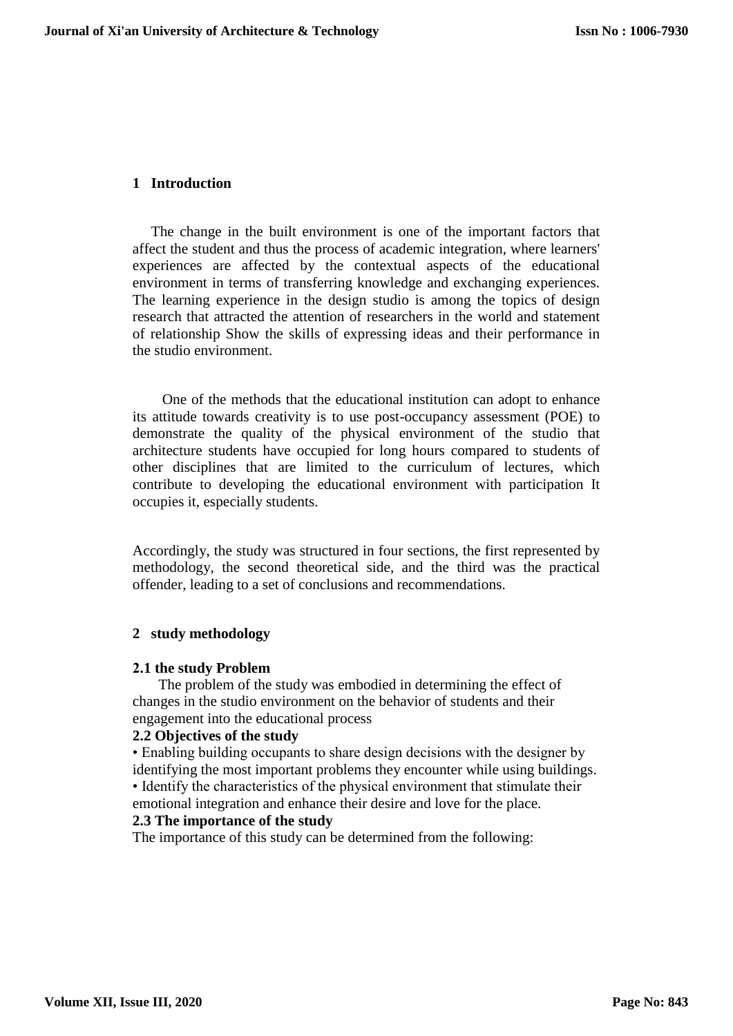## 1 Introduction

The change in the built environment is one of the important factors that affect the student and thus the process of academic integration, where learners' experiences are affected by the contextual aspects of the educational environment in terms of transferring knowledge and exchanging experiences. The learning experience in the design studio is among the topics of design research that attracted the attention of researchers in the world and statement of relationship Show the skills of expressing ideas and their performance in the studio environment.

One of the methods that the educational institution can adopt to enhance its attitude towards creativity is to use post-occupancy assessment (POE) to demonstrate the quality of the physical environment of the studio that architecture students have occupied for long hours compared to students of other disciplines that are limited to the curriculum of lectures, which contribute to developing the educational environment with participation It occupies it, especially students.

Accordingly, the study was structured in four sections, the first represented by methodology, the second theoretical side, and the third was the practical offender, leading to a set of conclusions and recommendations.

## 2 study methodology

### 2.1 the study Problem

The problem of the study was embodied in determining the effect of changes in the studio environment on the behavior of students and their engagement into the educational process

### 2.2 Objectives of the study

- Enabling building occupants to share design decisions with the designer by identifying the most important problems they encounter while using buildings.
- Identify the characteristics of the physical environment that stimulate their emotional integration and enhance their desire and love for the place.

### 2.3 The importance of the study

The importance of this study can be determined from the following: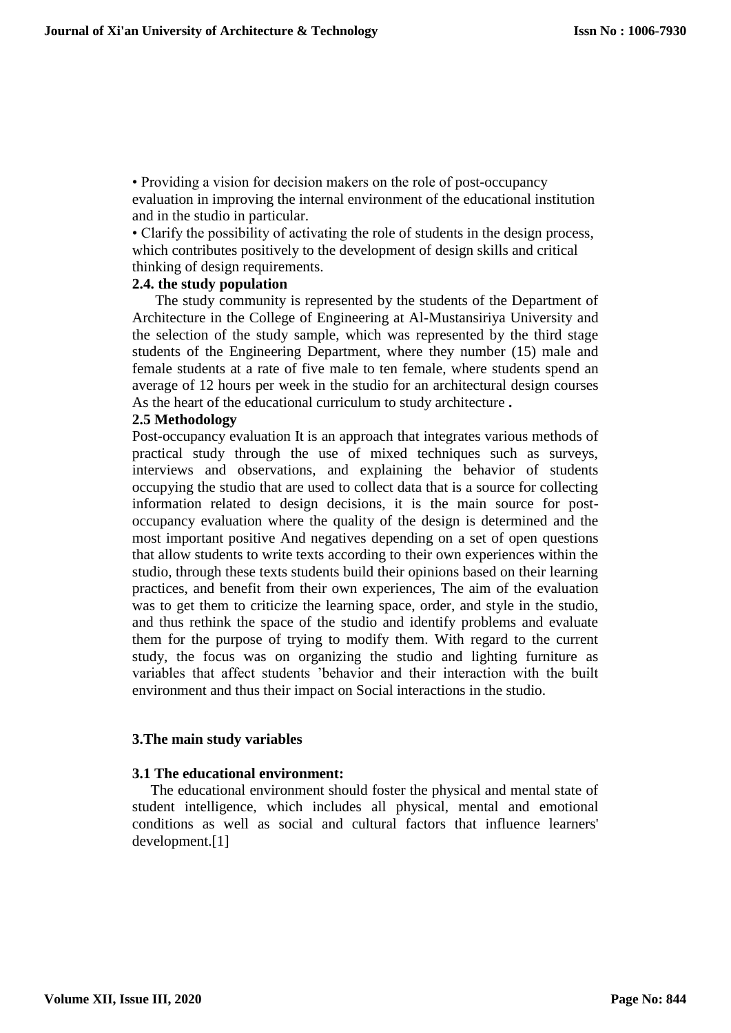• Providing a vision for decision makers on the role of post-occupancy evaluation in improving the internal environment of the educational institution and in the studio in particular.

• Clarify the possibility of activating the role of students in the design process, which contributes positively to the development of design skills and critical thinking of design requirements.

### 2.4. the study population

The study community is represented by the students of the Department of Architecture in the College of Engineering at Al-Mustansiriya University and the selection of the study sample, which was represented by the third stage students of the Engineering Department, where they number (15) male and female students at a rate of five male to ten female, where students spend an average of 12 hours per week in the studio for an architectural design courses As the heart of the educational curriculum to study architecture **.**

### 2.5 Methodology

Post-occupancy evaluation It is an approach that integrates various methods of practical study through the use of mixed techniques such as surveys, interviews and observations, and explaining the behavior of students occupying the studio that are used to collect data that is a source for collecting information related to design decisions, it is the main source for post-occupancy evaluation where the quality of the design is determined and the most important positive And negatives depending on a set of open questions that allow students to write texts according to their own experiences within the studio, through these texts students build their opinions based on their learning practices, and benefit from their own experiences, The aim of the evaluation was to get them to criticize the learning space, order, and style in the studio, and thus rethink the space of the studio and identify problems and evaluate them for the purpose of trying to modify them. With regard to the current study, the focus was on organizing the studio and lighting furniture as variables that affect students 'behavior and their interaction with the built environment and thus their impact on Social interactions in the studio.

## 3.The main study variables

### 3.1 The educational environment:

The educational environment should foster the physical and mental state of student intelligence, which includes all physical, mental and emotional conditions as well as social and cultural factors that influence learners' development.[1]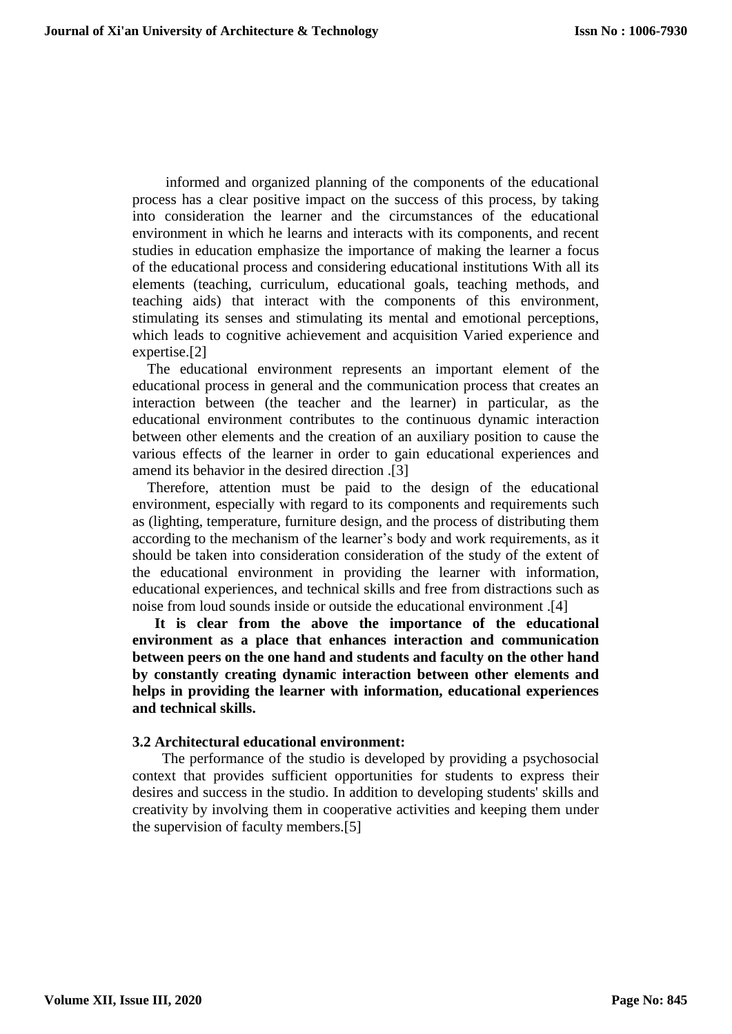informed and organized planning of the components of the educational process has a clear positive impact on the success of this process, by taking into consideration the learner and the circumstances of the educational environment in which he learns and interacts with its components, and recent studies in education emphasize the importance of making the learner a focus of the educational process and considering educational institutions With all its elements (teaching, curriculum, educational goals, teaching methods, and teaching aids) that interact with the components of this environment, stimulating its senses and stimulating its mental and emotional perceptions, which leads to cognitive achievement and acquisition Varied experience and expertise.[2]

The educational environment represents an important element of the educational process in general and the communication process that creates an interaction between (the teacher and the learner) in particular, as the educational environment contributes to the continuous dynamic interaction between other elements and the creation of an auxiliary position to cause the various effects of the learner in order to gain educational experiences and amend its behavior in the desired direction .[3]

Therefore, attention must be paid to the design of the educational environment, especially with regard to its components and requirements such as (lighting, temperature, furniture design, and the process of distributing them according to the mechanism of the learner's body and work requirements, as it should be taken into consideration consideration of the study of the extent of the educational environment in providing the learner with information, educational experiences, and technical skills and free from distractions such as noise from loud sounds inside or outside the educational environment .[4]

**It is clear from the above the importance of the educational environment as a place that enhances interaction and communication between peers on the one hand and students and faculty on the other hand by constantly creating dynamic interaction between other elements and helps in providing the learner with information, educational experiences and technical skills.**

### 3.2 Architectural educational environment:

The performance of the studio is developed by providing a psychosocial context that provides sufficient opportunities for students to express their desires and success in the studio. In addition to developing students' skills and creativity by involving them in cooperative activities and keeping them under the supervision of faculty members.[5]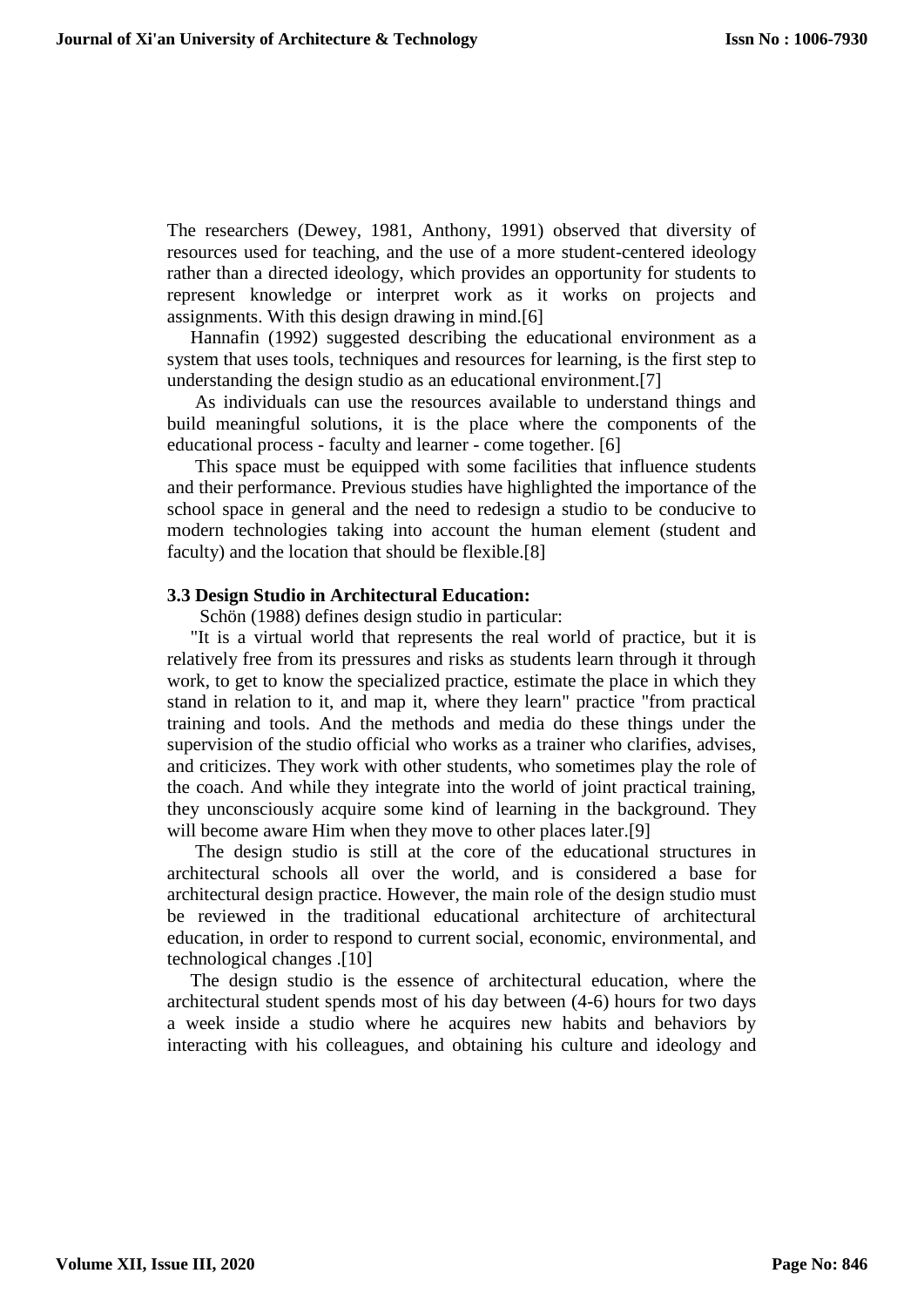The researchers (Dewey, 1981, Anthony, 1991) observed that diversity of resources used for teaching, and the use of a more student-centered ideology rather than a directed ideology, which provides an opportunity for students to represent knowledge or interpret work as it works on projects and assignments. With this design drawing in mind.[6]

Hannafin (1992) suggested describing the educational environment as a system that uses tools, techniques and resources for learning, is the first step to understanding the design studio as an educational environment.[7]

As individuals can use the resources available to understand things and build meaningful solutions, it is the place where the components of the educational process - faculty and learner - come together. [6]

This space must be equipped with some facilities that influence students and their performance. Previous studies have highlighted the importance of the school space in general and the need to redesign a studio to be conducive to modern technologies taking into account the human element (student and faculty) and the location that should be flexible.[8]

### 3.3 Design Studio in Architectural Education:

Schön (1988) defines design studio in particular:

"It is a virtual world that represents the real world of practice, but it is relatively free from its pressures and risks as students learn through it through work, to get to know the specialized practice, estimate the place in which they stand in relation to it, and map it, where they learn" practice "from practical training and tools. And the methods and media do these things under the supervision of the studio official who works as a trainer who clarifies, advises, and criticizes. They work with other students, who sometimes play the role of the coach. And while they integrate into the world of joint practical training, they unconsciously acquire some kind of learning in the background. They will become aware Him when they move to other places later.[9]

The design studio is still at the core of the educational structures in architectural schools all over the world, and is considered a base for architectural design practice. However, the main role of the design studio must be reviewed in the traditional educational architecture of architectural education, in order to respond to current social, economic, environmental, and technological changes .[10]

The design studio is the essence of architectural education, where the architectural student spends most of his day between (4-6) hours for two days a week inside a studio where he acquires new habits and behaviors by interacting with his colleagues, and obtaining his culture and ideology and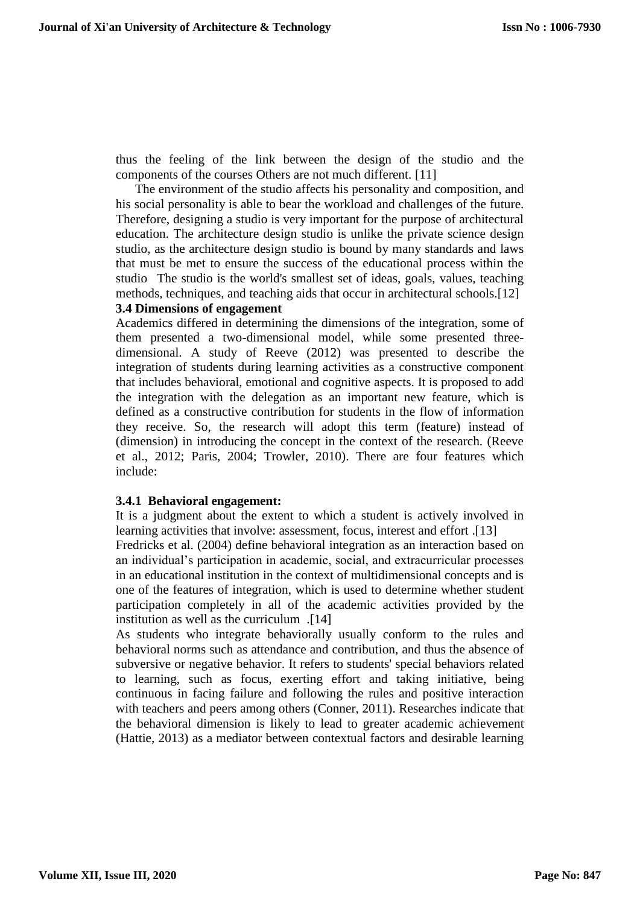thus the feeling of the link between the design of the studio and the components of the courses Others are not much different. [11]

The environment of the studio affects his personality and composition, and his social personality is able to bear the workload and challenges of the future. Therefore, designing a studio is very important for the purpose of architectural education. The architecture design studio is unlike the private science design studio, as the architecture design studio is bound by many standards and laws that must be met to ensure the success of the educational process within the studio The studio is the world's smallest set of ideas, goals, values, teaching methods, techniques, and teaching aids that occur in architectural schools.[12]

### 3.4 Dimensions of engagement

Academics differed in determining the dimensions of the integration, some of them presented a two-dimensional model, while some presented three-dimensional. A study of Reeve (2012) was presented to describe the integration of students during learning activities as a constructive component that includes behavioral, emotional and cognitive aspects. It is proposed to add the integration with the delegation as an important new feature, which is defined as a constructive contribution for students in the flow of information they receive. So, the research will adopt this term (feature) instead of (dimension) in introducing the concept in the context of the research. (Reeve et al., 2012; Paris, 2004; Trowler, 2010). There are four features which include:

#### 3.4.1 Behavioral engagement:

It is a judgment about the extent to which a student is actively involved in learning activities that involve: assessment, focus, interest and effort .[13]

Fredricks et al. (2004) define behavioral integration as an interaction based on an individual's participation in academic, social, and extracurricular processes in an educational institution in the context of multidimensional concepts and is one of the features of integration, which is used to determine whether student participation completely in all of the academic activities provided by the institution as well as the curriculum .[14]

As students who integrate behaviorally usually conform to the rules and behavioral norms such as attendance and contribution, and thus the absence of subversive or negative behavior. It refers to students' special behaviors related to learning, such as focus, exerting effort and taking initiative, being continuous in facing failure and following the rules and positive interaction with teachers and peers among others (Conner, 2011). Researches indicate that the behavioral dimension is likely to lead to greater academic achievement (Hattie, 2013) as a mediator between contextual factors and desirable learning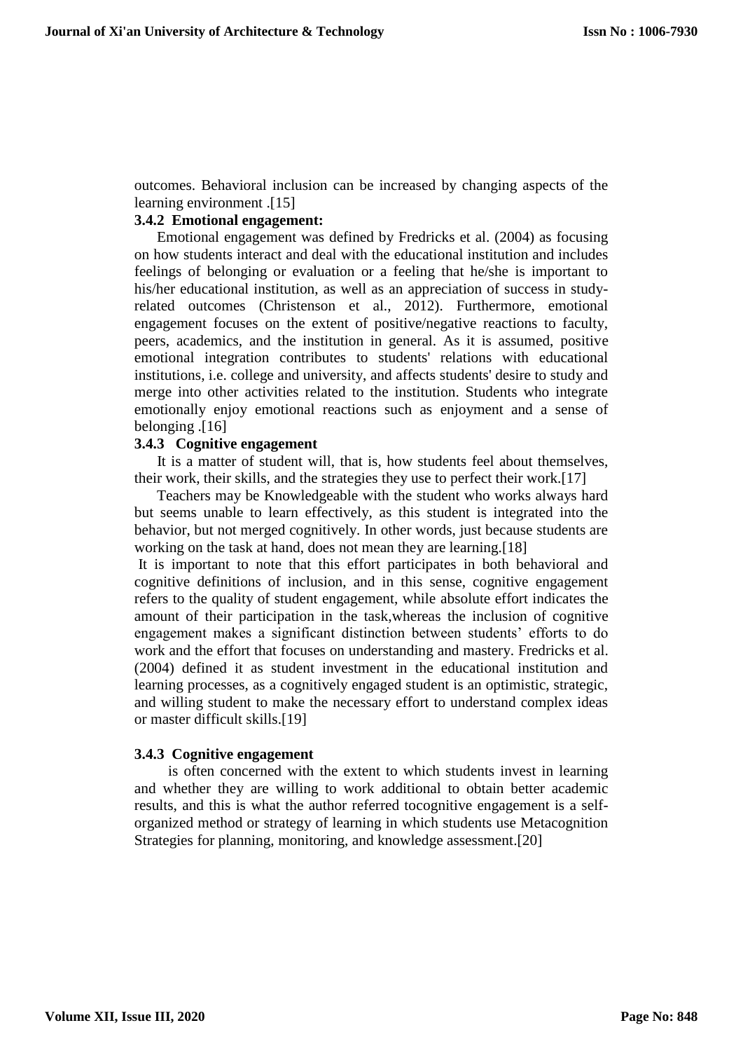outcomes. Behavioral inclusion can be increased by changing aspects of the learning environment .[15]

### 3.4.2 Emotional engagement:

Emotional engagement was defined by Fredricks et al. (2004) as focusing on how students interact and deal with the educational institution and includes feelings of belonging or evaluation or a feeling that he/she is important to his/her educational institution, as well as an appreciation of success in study-related outcomes (Christenson et al., 2012). Furthermore, emotional engagement focuses on the extent of positive/negative reactions to faculty, peers, academics, and the institution in general. As it is assumed, positive emotional integration contributes to students' relations with educational institutions, i.e. college and university, and affects students' desire to study and merge into other activities related to the institution. Students who integrate emotionally enjoy emotional reactions such as enjoyment and a sense of belonging .[16]

### 3.4.3 Cognitive engagement

It is a matter of student will, that is, how students feel about themselves, their work, their skills, and the strategies they use to perfect their work.[17]

Teachers may be Knowledgeable with the student who works always hard but seems unable to learn effectively, as this student is integrated into the behavior, but not merged cognitively. In other words, just because students are working on the task at hand, does not mean they are learning.[18]

It is important to note that this effort participates in both behavioral and cognitive definitions of inclusion, and in this sense, cognitive engagement refers to the quality of student engagement, while absolute effort indicates the amount of their participation in the task,whereas the inclusion of cognitive engagement makes a significant distinction between students' efforts to do work and the effort that focuses on understanding and mastery. Fredricks et al. (2004) defined it as student investment in the educational institution and learning processes, as a cognitively engaged student is an optimistic, strategic, and willing student to make the necessary effort to understand complex ideas or master difficult skills.[19]

### 3.4.3 Cognitive engagement

is often concerned with the extent to which students invest in learning and whether they are willing to work additional to obtain better academic results, and this is what the author referred tocognitive engagement is a self-organized method or strategy of learning in which students use Metacognition Strategies for planning, monitoring, and knowledge assessment.[20]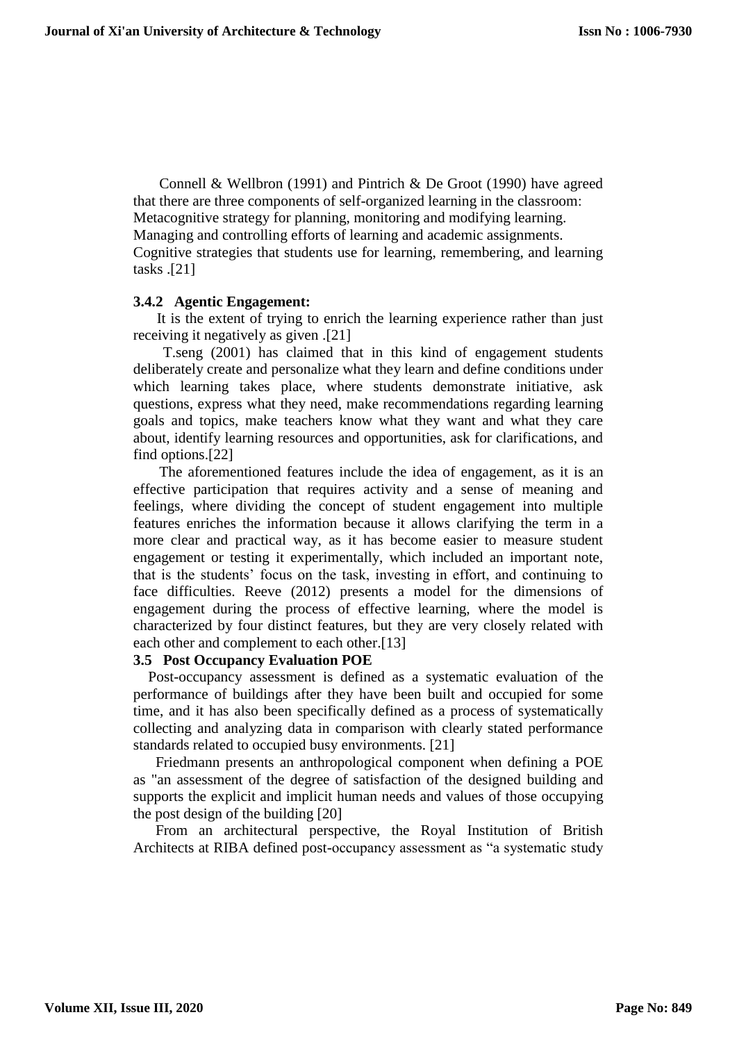Connell & Wellbron (1991) and Pintrich & De Groot (1990) have agreed that there are three components of self-organized learning in the classroom: Metacognitive strategy for planning, monitoring and modifying learning. Managing and controlling efforts of learning and academic assignments. Cognitive strategies that students use for learning, remembering, and learning tasks .[21]

### 3.4.2 Agentic Engagement:

It is the extent of trying to enrich the learning experience rather than just receiving it negatively as given .[21]

T.seng (2001) has claimed that in this kind of engagement students deliberately create and personalize what they learn and define conditions under which learning takes place, where students demonstrate initiative, ask questions, express what they need, make recommendations regarding learning goals and topics, make teachers know what they want and what they care about, identify learning resources and opportunities, ask for clarifications, and find options.[22]

The aforementioned features include the idea of engagement, as it is an effective participation that requires activity and a sense of meaning and feelings, where dividing the concept of student engagement into multiple features enriches the information because it allows clarifying the term in a more clear and practical way, as it has become easier to measure student engagement or testing it experimentally, which included an important note, that is the students' focus on the task, investing in effort, and continuing to face difficulties. Reeve (2012) presents a model for the dimensions of engagement during the process of effective learning, where the model is characterized by four distinct features, but they are very closely related with each other and complement to each other.[13]

## 3.5 Post Occupancy Evaluation POE

Post-occupancy assessment is defined as a systematic evaluation of the performance of buildings after they have been built and occupied for some time, and it has also been specifically defined as a process of systematically collecting and analyzing data in comparison with clearly stated performance standards related to occupied busy environments. [21]

Friedmann presents an anthropological component when defining a POE as "an assessment of the degree of satisfaction of the designed building and supports the explicit and implicit human needs and values of those occupying the post design of the building [20]

From an architectural perspective, the Royal Institution of British Architects at RIBA defined post-occupancy assessment as "a systematic study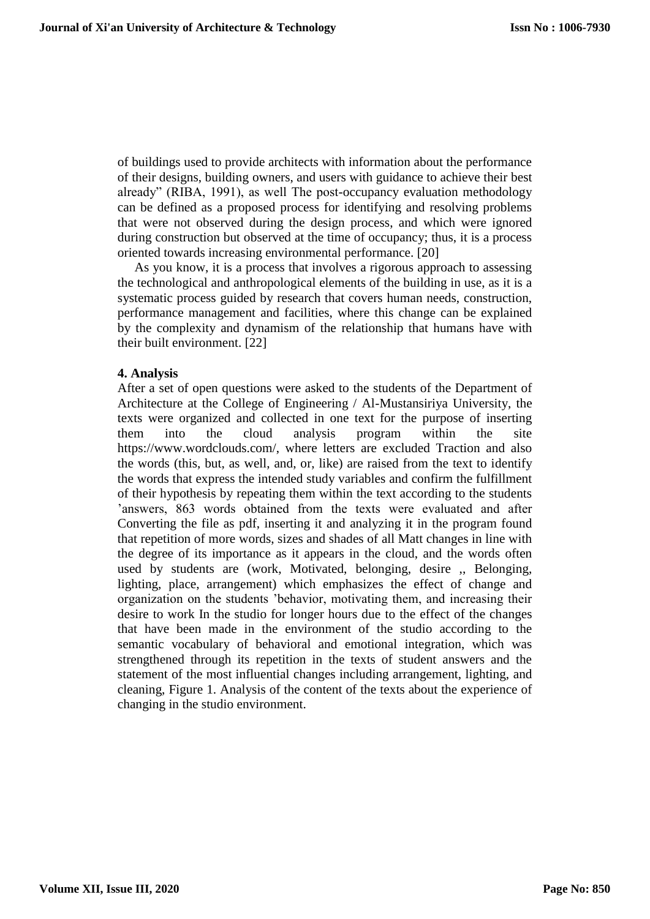of buildings used to provide architects with information about the performance of their designs, building owners, and users with guidance to achieve their best already" (RIBA, 1991), as well The post-occupancy evaluation methodology can be defined as a proposed process for identifying and resolving problems that were not observed during the design process, and which were ignored during construction but observed at the time of occupancy; thus, it is a process oriented towards increasing environmental performance. [20]

As you know, it is a process that involves a rigorous approach to assessing the technological and anthropological elements of the building in use, as it is a systematic process guided by research that covers human needs, construction, performance management and facilities, where this change can be explained by the complexity and dynamism of the relationship that humans have with their built environment. [22]

**4. Analysis**

After a set of open questions were asked to the students of the Department of Architecture at the College of Engineering / Al-Mustansiriya University, the texts were organized and collected in one text for the purpose of inserting them into the cloud analysis program within the site https://www.wordclouds.com/, where letters are excluded Traction and also the words (this, but, as well, and, or, like) are raised from the text to identify the words that express the intended study variables and confirm the fulfillment of their hypothesis by repeating them within the text according to the students 'answers, 863 words obtained from the texts were evaluated and after Converting the file as pdf, inserting it and analyzing it in the program found that repetition of more words, sizes and shades of all Matt changes in line with the degree of its importance as it appears in the cloud, and the words often used by students are (work, Motivated, belonging, desire ,, Belonging, lighting, place, arrangement) which emphasizes the effect of change and organization on the students 'behavior, motivating them, and increasing their desire to work In the studio for longer hours due to the effect of the changes that have been made in the environment of the studio according to the semantic vocabulary of behavioral and emotional integration, which was strengthened through its repetition in the texts of student answers and the statement of the most influential changes including arrangement, lighting, and cleaning, Figure 1. Analysis of the content of the texts about the experience of changing in the studio environment.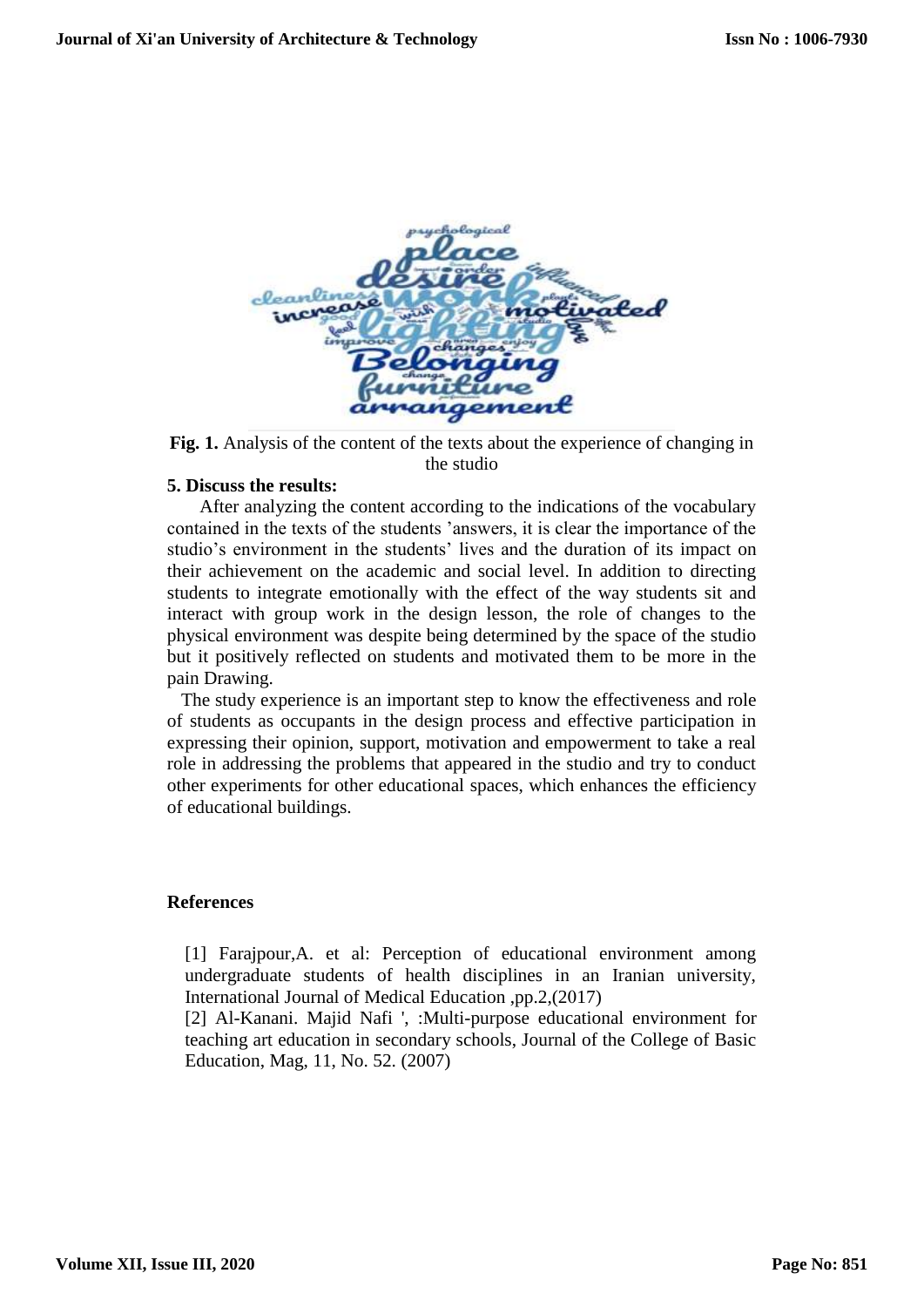**Fig. 1.** Analysis of the content of the texts about the experience of changing in the studio

### 5. Discuss the results:

After analyzing the content according to the indications of the vocabulary contained in the texts of the students 'answers, it is clear the importance of the studio's environment in the students' lives and the duration of its impact on their achievement on the academic and social level. In addition to directing students to integrate emotionally with the effect of the way students sit and interact with group work in the design lesson, the role of changes to the physical environment was despite being determined by the space of the studio but it positively reflected on students and motivated them to be more in the pain Drawing.

The study experience is an important step to know the effectiveness and role of students as occupants in the design process and effective participation in expressing their opinion, support, motivation and empowerment to take a real role in addressing the problems that appeared in the studio and try to conduct other experiments for other educational spaces, which enhances the efficiency of educational buildings.

### References

[1] Farajpour,A. et al: Perception of educational environment among undergraduate students of health disciplines in an Iranian university, International Journal of Medical Education ,pp.2,(2017)

[2] Al-Kanani. Majid Nafi ', :Multi-purpose educational environment for teaching art education in secondary schools, Journal of the College of Basic Education, Mag, 11, No. 52. (2007)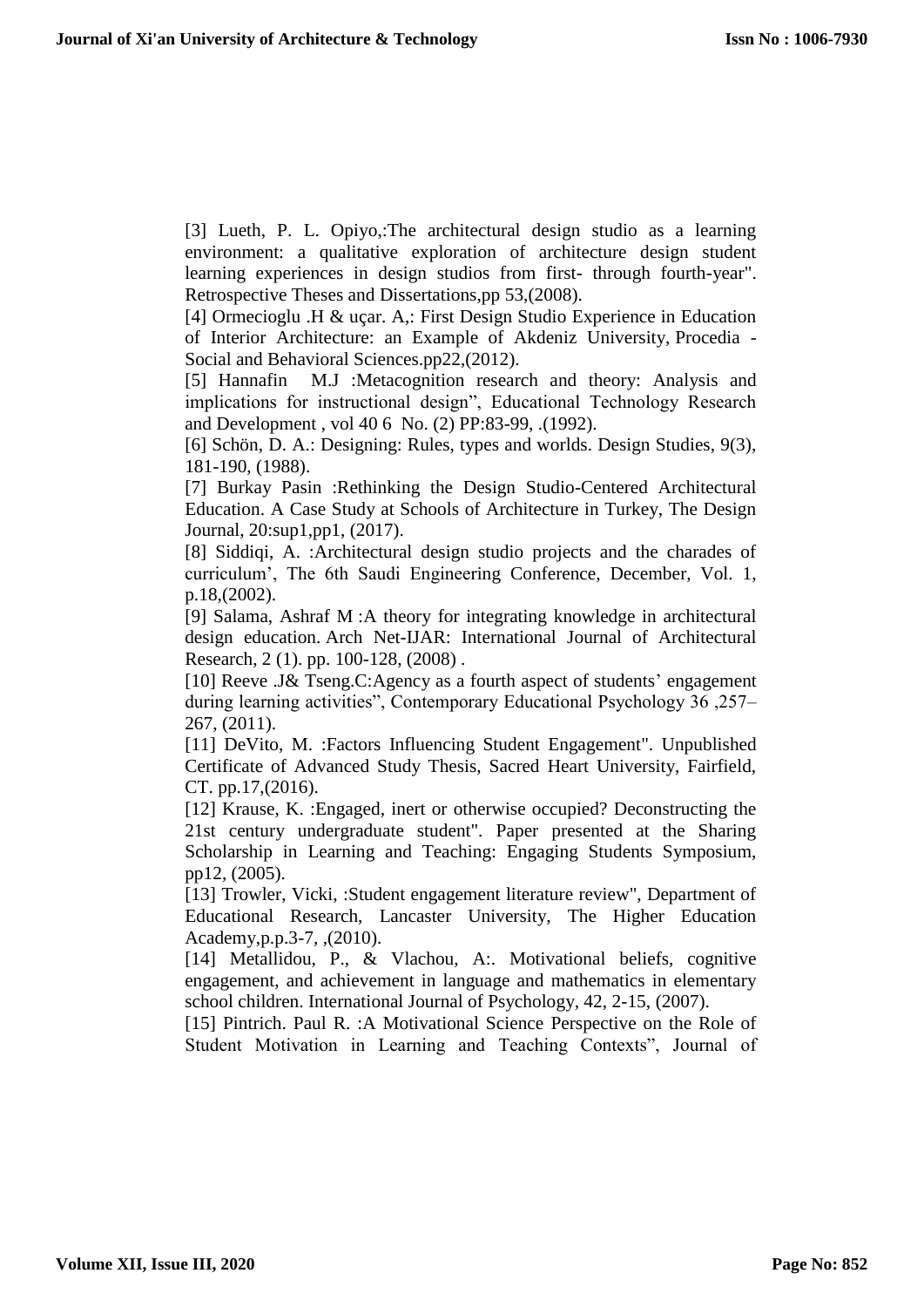[3] Lueth, P. L. Opiyo,:The architectural design studio as a learning environment: a qualitative exploration of architecture design student learning experiences in design studios from first- through fourth-year". Retrospective Theses and Dissertations,pp 53,(2008).

[4] Ormecioglu .H & uçar. A,: First Design Studio Experience in Education of Interior Architecture: an Example of Akdeniz University, Procedia - Social and Behavioral Sciences.pp22,(2012).

[5] Hannafin M.J :Metacognition research and theory: Analysis and implications for instructional design", Educational Technology Research and Development , vol 40 6 No. (2) PP:83-99, .(1992).

[6] Schön, D. A.: Designing: Rules, types and worlds. Design Studies, 9(3), 181-190, (1988).

[7] Burkay Pasin :Rethinking the Design Studio-Centered Architectural Education. A Case Study at Schools of Architecture in Turkey, The Design Journal, 20:sup1,pp1, (2017).

[8] Siddiqi, A. :Architectural design studio projects and the charades of curriculum', The 6th Saudi Engineering Conference, December, Vol. 1, p.18,(2002).

[9] Salama, Ashraf M :A theory for integrating knowledge in architectural design education. Arch Net-IJAR: International Journal of Architectural Research, 2 (1). pp. 100-128, (2008) .

[10] Reeve .J& Tseng.C:Agency as a fourth aspect of students' engagement during learning activities", Contemporary Educational Psychology 36 ,257–267, (2011).

[11] DeVito, M. :Factors Influencing Student Engagement". Unpublished Certificate of Advanced Study Thesis, Sacred Heart University, Fairfield, CT. pp.17,(2016).

[12] Krause, K. :Engaged, inert or otherwise occupied? Deconstructing the 21st century undergraduate student". Paper presented at the Sharing Scholarship in Learning and Teaching: Engaging Students Symposium, pp12, (2005).

[13] Trowler, Vicki, :Student engagement literature review", Department of Educational Research, Lancaster University, The Higher Education Academy,p.p.3-7, ,(2010).

[14] Metallidou, P., & Vlachou, A:. Motivational beliefs, cognitive engagement, and achievement in language and mathematics in elementary school children. International Journal of Psychology, 42, 2-15, (2007).

[15] Pintrich. Paul R. :A Motivational Science Perspective on the Role of Student Motivation in Learning and Teaching Contexts", Journal of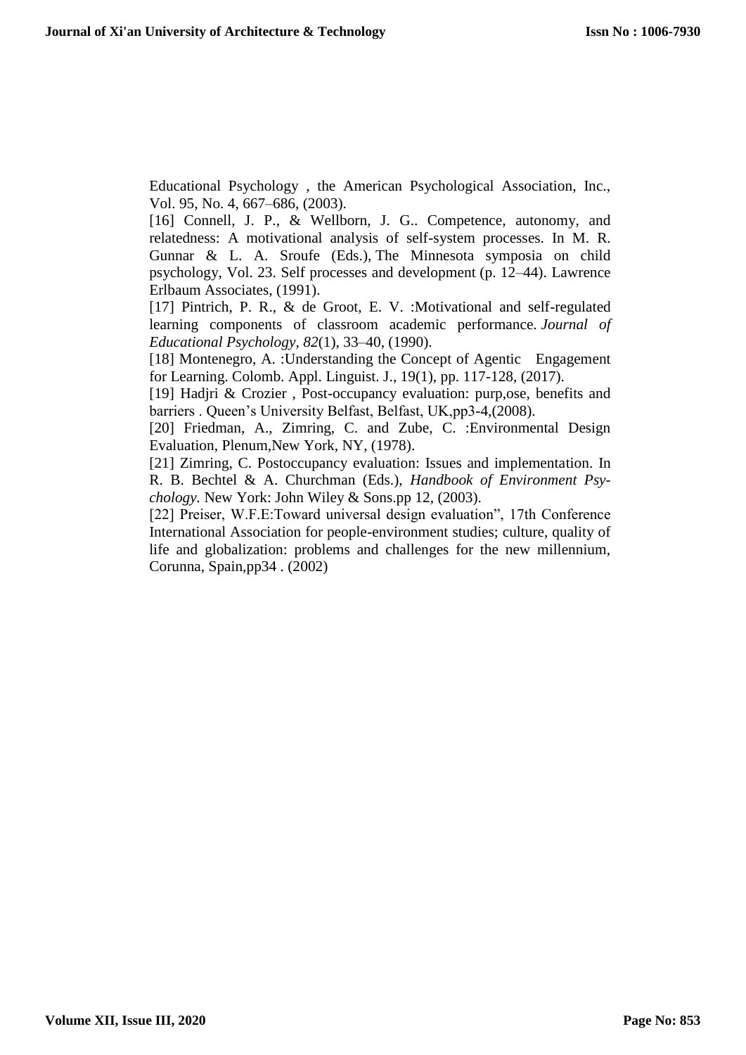Educational Psychology , the American Psychological Association, Inc., Vol. 95, No. 4, 667–686, (2003).

[16] Connell, J. P., & Wellborn, J. G.. Competence, autonomy, and relatedness: A motivational analysis of self-system processes. In M. R. Gunnar & L. A. Sroufe (Eds.), The Minnesota symposia on child psychology, Vol. 23. Self processes and development (p. 12–44). Lawrence Erlbaum Associates, (1991).

[17] Pintrich, P. R., & de Groot, E. V. :Motivational and self-regulated learning components of classroom academic performance. *Journal of Educational Psychology*, *82*(1), 33–40, (1990).

[18] Montenegro, A. :Understanding the Concept of Agentic Engagement for Learning. Colomb. Appl. Linguist. J., 19(1), pp. 117-128, (2017).

[19] Hadjri & Crozier , Post-occupancy evaluation: purp,ose, benefits and barriers . Queen's University Belfast, Belfast, UK,pp3-4,(2008).

[20] Friedman, A., Zimring, C. and Zube, C. :Environmental Design Evaluation, Plenum,New York, NY, (1978).

[21] Zimring, C. Postoccupancy evaluation: Issues and implementation. In R. B. Bechtel & A. Churchman (Eds.), *Handbook of Environment Psychology*. New York: John Wiley & Sons.pp 12, (2003).

[22] Preiser, W.F.E:Toward universal design evaluation", 17th Conference International Association for people-environment studies; culture, quality of life and globalization: problems and challenges for the new millennium, Corunna, Spain,pp34 . (2002)